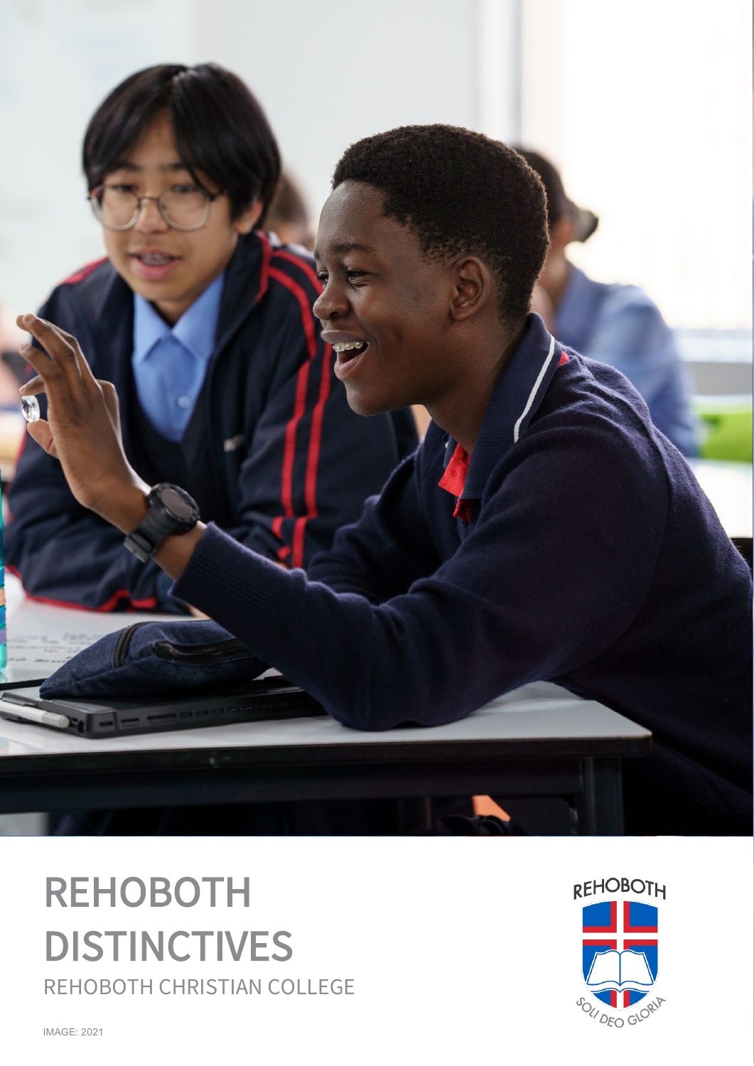# REHOBOTH DISTINCTIVES

REHOBOTH CHRISTIAN COLLEGE

REHOBOTH

SOLI DEO GLORIA

IMAGE: 2021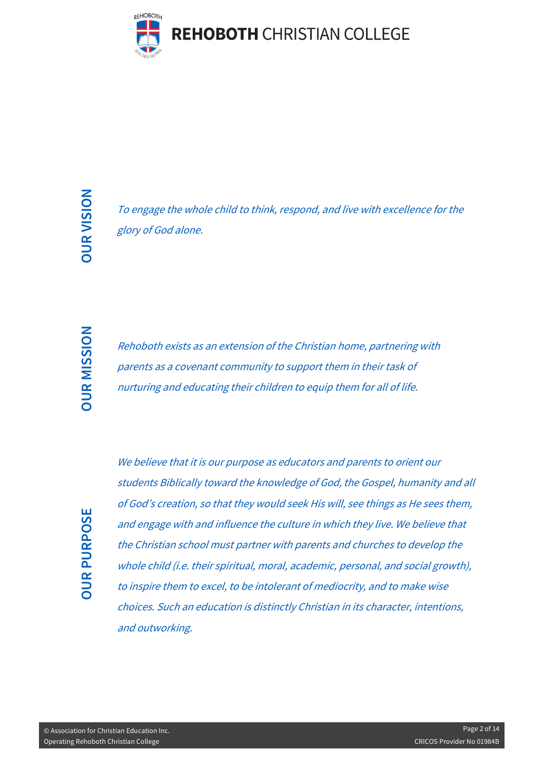## OUR VISION

*To engage the whole child to think, respond, and live with excellence for the glory of God alone.*

## OUR MISSION

*Rehoboth exists as an extension of the Christian home, partnering with parents as a covenant community to support them in their task of nurturing and educating their children to equip them for all of life.*

## OUR PURPOSE

*We believe that it is our purpose as educators and parents to orient our students Biblically toward the knowledge of God, the Gospel, humanity and all of God's creation, so that they would seek His will, see things as He sees them, and engage with and influence the culture in which they live. We believe that the Christian school must partner with parents and churches to develop the whole child (i.e. their spiritual, moral, academic, personal, and social growth), to inspire them to excel, to be intolerant of mediocrity, and to make wise choices. Such an education is distinctly Christian in its character, intentions, and outworking.*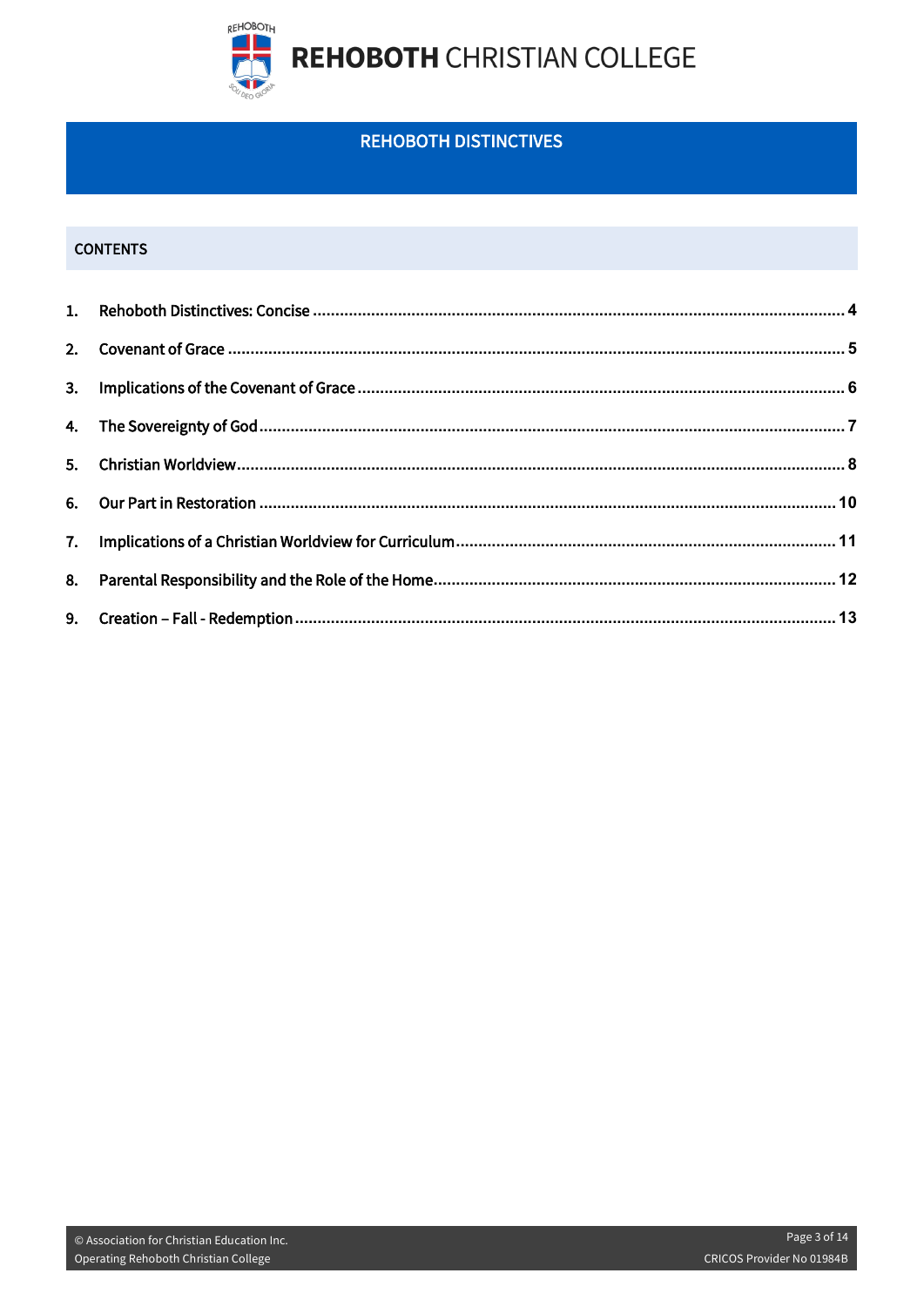# REHOBOTH DISTINCTIVES

## CONTENTS

1. Rehoboth Distinctives: Concise .......... 4
2. Covenant of Grace .......... 5
3. Implications of the Covenant of Grace .......... 6
4. The Sovereignty of God .......... 7
5. Christian Worldview .......... 8
6. Our Part in Restoration .......... 10
7. Implications of a Christian Worldview for Curriculum .......... 11
8. Parental Responsibility and the Role of the Home .......... 12
9. Creation – Fall - Redemption .......... 13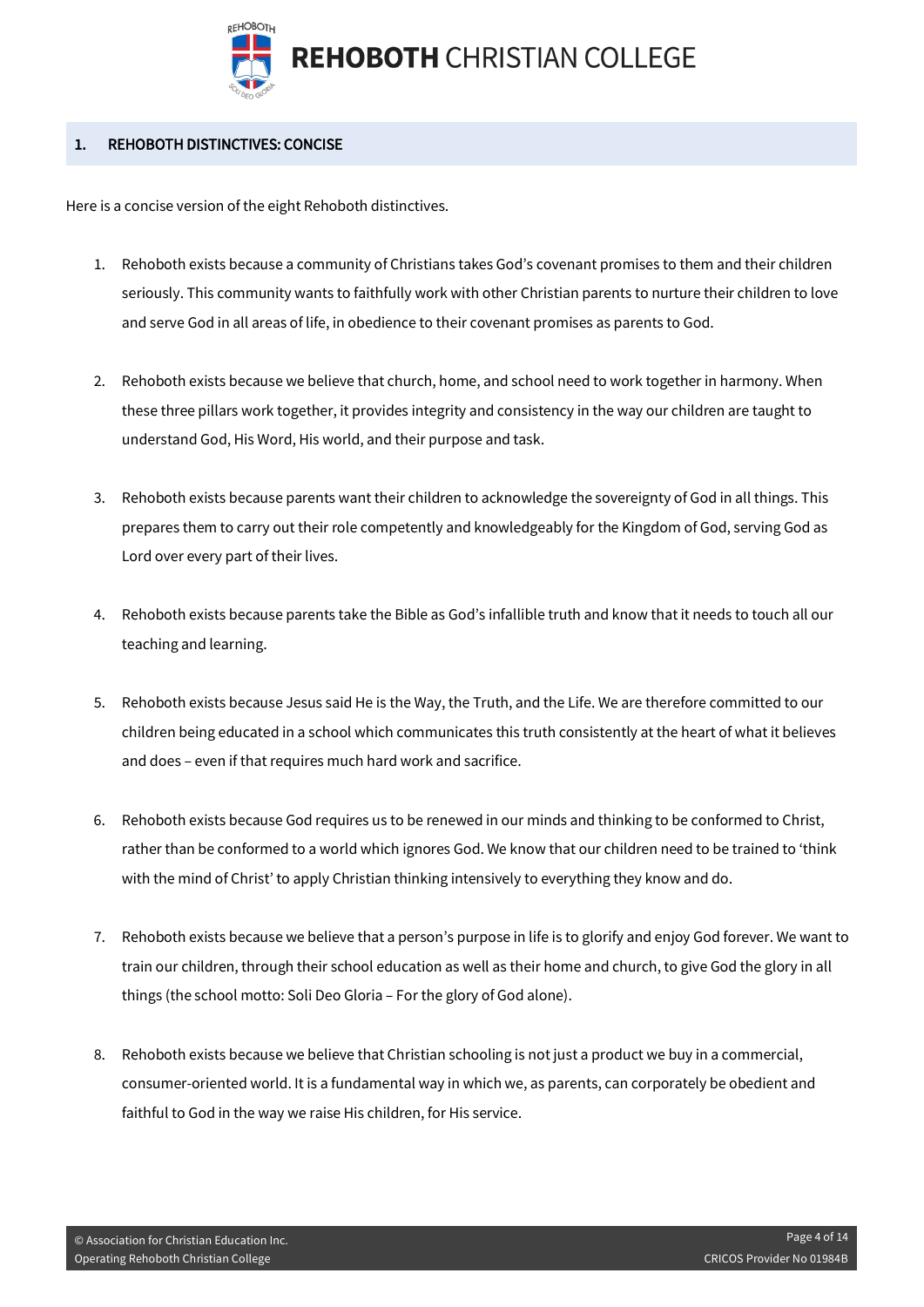## 1. REHOBOTH DISTINCTIVES: CONCISE

Here is a concise version of the eight Rehoboth distinctives.

1. Rehoboth exists because a community of Christians takes God's covenant promises to them and their children seriously. This community wants to faithfully work with other Christian parents to nurture their children to love and serve God in all areas of life, in obedience to their covenant promises as parents to God.

2. Rehoboth exists because we believe that church, home, and school need to work together in harmony. When these three pillars work together, it provides integrity and consistency in the way our children are taught to understand God, His Word, His world, and their purpose and task.

3. Rehoboth exists because parents want their children to acknowledge the sovereignty of God in all things. This prepares them to carry out their role competently and knowledgeably for the Kingdom of God, serving God as Lord over every part of their lives.

4. Rehoboth exists because parents take the Bible as God's infallible truth and know that it needs to touch all our teaching and learning.

5. Rehoboth exists because Jesus said He is the Way, the Truth, and the Life. We are therefore committed to our children being educated in a school which communicates this truth consistently at the heart of what it believes and does – even if that requires much hard work and sacrifice.

6. Rehoboth exists because God requires us to be renewed in our minds and thinking to be conformed to Christ, rather than be conformed to a world which ignores God. We know that our children need to be trained to 'think with the mind of Christ' to apply Christian thinking intensively to everything they know and do.

7. Rehoboth exists because we believe that a person's purpose in life is to glorify and enjoy God forever. We want to train our children, through their school education as well as their home and church, to give God the glory in all things (the school motto: Soli Deo Gloria – For the glory of God alone).

8. Rehoboth exists because we believe that Christian schooling is not just a product we buy in a commercial, consumer-oriented world. It is a fundamental way in which we, as parents, can corporately be obedient and faithful to God in the way we raise His children, for His service.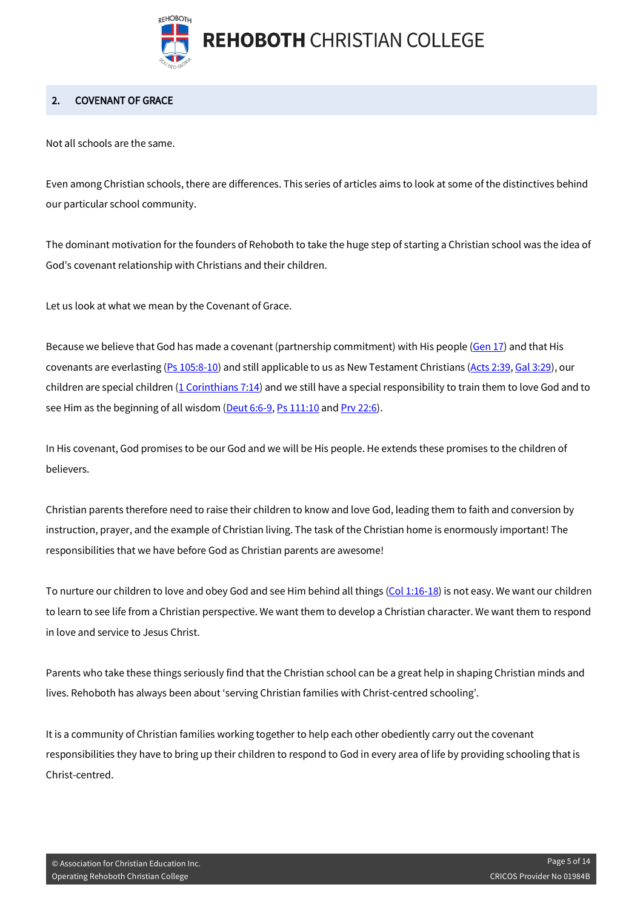## 2. COVENANT OF GRACE

Not all schools are the same.

Even among Christian schools, there are differences. This series of articles aims to look at some of the distinctives behind our particular school community.

The dominant motivation for the founders of Rehoboth to take the huge step of starting a Christian school was the idea of God's covenant relationship with Christians and their children.

Let us look at what we mean by the Covenant of Grace.

Because we believe that God has made a covenant (partnership commitment) with His people (Gen 17) and that His covenants are everlasting (Ps 105:8-10) and still applicable to us as New Testament Christians (Acts 2:39, Gal 3:29), our children are special children (1 Corinthians 7:14) and we still have a special responsibility to train them to love God and to see Him as the beginning of all wisdom (Deut 6:6-9, Ps 111:10 and Prv 22:6).

In His covenant, God promises to be our God and we will be His people. He extends these promises to the children of believers.

Christian parents therefore need to raise their children to know and love God, leading them to faith and conversion by instruction, prayer, and the example of Christian living. The task of the Christian home is enormously important! The responsibilities that we have before God as Christian parents are awesome!

To nurture our children to love and obey God and see Him behind all things (Col 1:16-18) is not easy. We want our children to learn to see life from a Christian perspective. We want them to develop a Christian character. We want them to respond in love and service to Jesus Christ.

Parents who take these things seriously find that the Christian school can be a great help in shaping Christian minds and lives. Rehoboth has always been about 'serving Christian families with Christ-centred schooling'.

It is a community of Christian families working together to help each other obediently carry out the covenant responsibilities they have to bring up their children to respond to God in every area of life by providing schooling that is Christ-centred.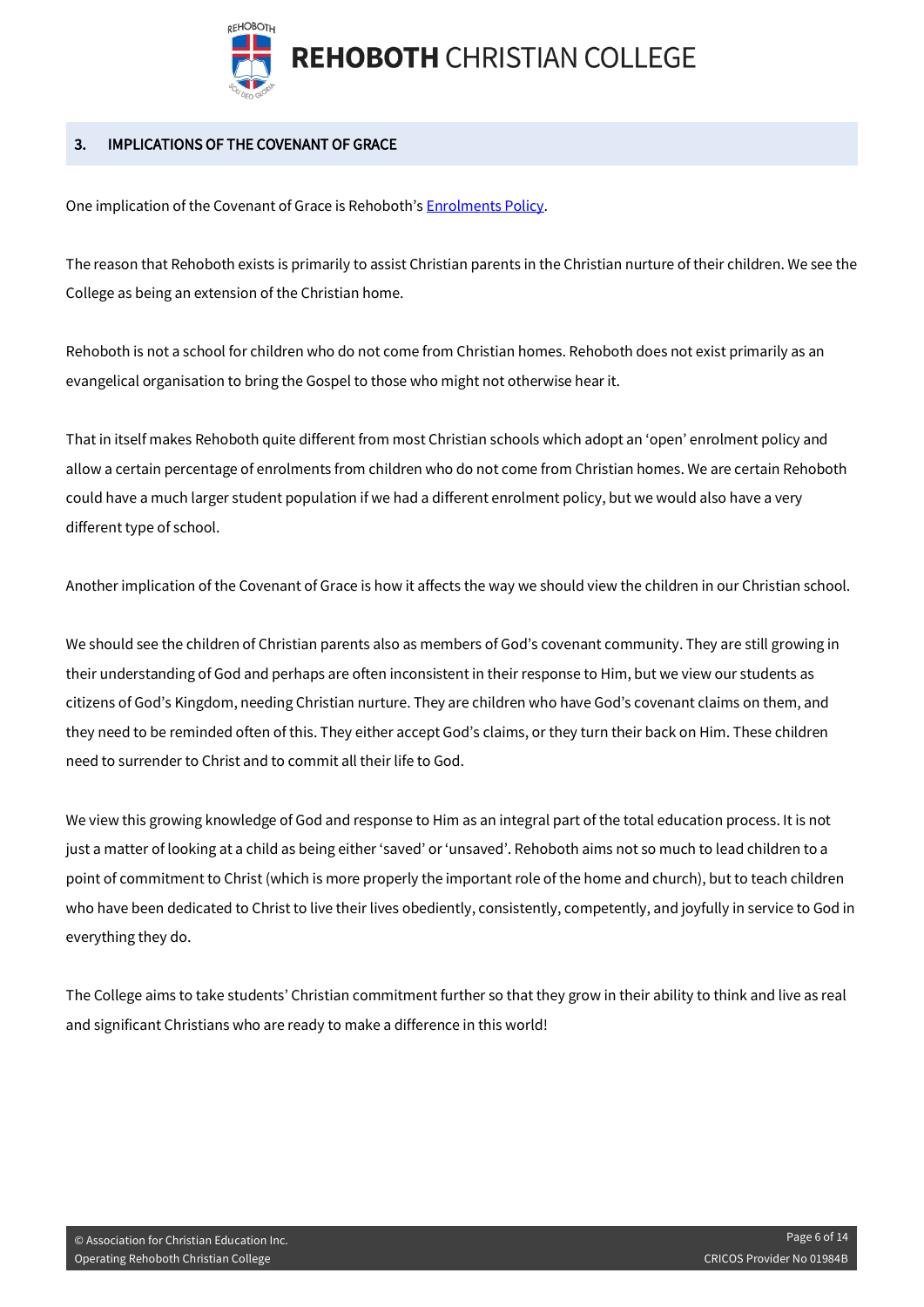## 3. IMPLICATIONS OF THE COVENANT OF GRACE

One implication of the Covenant of Grace is Rehoboth's Enrolments Policy.

The reason that Rehoboth exists is primarily to assist Christian parents in the Christian nurture of their children. We see the College as being an extension of the Christian home.

Rehoboth is not a school for children who do not come from Christian homes. Rehoboth does not exist primarily as an evangelical organisation to bring the Gospel to those who might not otherwise hear it.

That in itself makes Rehoboth quite different from most Christian schools which adopt an 'open' enrolment policy and allow a certain percentage of enrolments from children who do not come from Christian homes. We are certain Rehoboth could have a much larger student population if we had a different enrolment policy, but we would also have a very different type of school.

Another implication of the Covenant of Grace is how it affects the way we should view the children in our Christian school.

We should see the children of Christian parents also as members of God's covenant community. They are still growing in their understanding of God and perhaps are often inconsistent in their response to Him, but we view our students as citizens of God's Kingdom, needing Christian nurture. They are children who have God's covenant claims on them, and they need to be reminded often of this. They either accept God's claims, or they turn their back on Him. These children need to surrender to Christ and to commit all their life to God.

We view this growing knowledge of God and response to Him as an integral part of the total education process. It is not just a matter of looking at a child as being either 'saved' or 'unsaved'. Rehoboth aims not so much to lead children to a point of commitment to Christ (which is more properly the important role of the home and church), but to teach children who have been dedicated to Christ to live their lives obediently, consistently, competently, and joyfully in service to God in everything they do.

The College aims to take students' Christian commitment further so that they grow in their ability to think and live as real and significant Christians who are ready to make a difference in this world!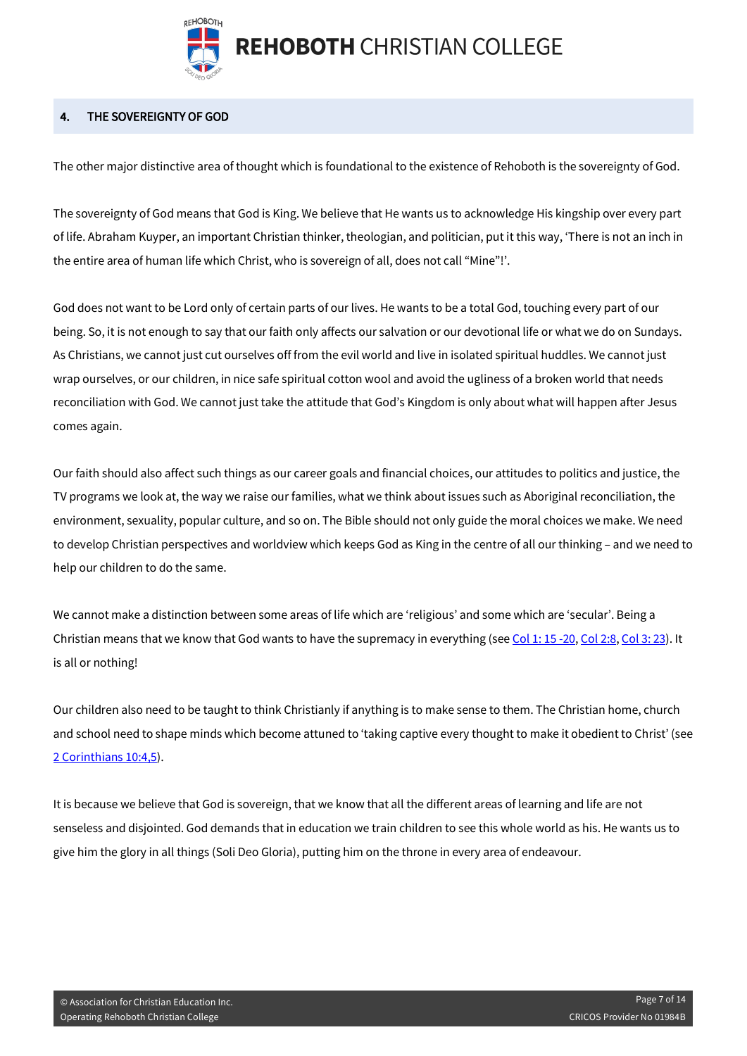## 4. THE SOVEREIGNTY OF GOD

The other major distinctive area of thought which is foundational to the existence of Rehoboth is the sovereignty of God.

The sovereignty of God means that God is King. We believe that He wants us to acknowledge His kingship over every part of life. Abraham Kuyper, an important Christian thinker, theologian, and politician, put it this way, 'There is not an inch in the entire area of human life which Christ, who is sovereign of all, does not call "Mine"!'.

God does not want to be Lord only of certain parts of our lives. He wants to be a total God, touching every part of our being. So, it is not enough to say that our faith only affects our salvation or our devotional life or what we do on Sundays. As Christians, we cannot just cut ourselves off from the evil world and live in isolated spiritual huddles. We cannot just wrap ourselves, or our children, in nice safe spiritual cotton wool and avoid the ugliness of a broken world that needs reconciliation with God. We cannot just take the attitude that God's Kingdom is only about what will happen after Jesus comes again.

Our faith should also affect such things as our career goals and financial choices, our attitudes to politics and justice, the TV programs we look at, the way we raise our families, what we think about issues such as Aboriginal reconciliation, the environment, sexuality, popular culture, and so on. The Bible should not only guide the moral choices we make. We need to develop Christian perspectives and worldview which keeps God as King in the centre of all our thinking – and we need to help our children to do the same.

We cannot make a distinction between some areas of life which are 'religious' and some which are 'secular'. Being a Christian means that we know that God wants to have the supremacy in everything (see Col 1: 15 -20, Col 2:8, Col 3: 23). It is all or nothing!

Our children also need to be taught to think Christianly if anything is to make sense to them. The Christian home, church and school need to shape minds which become attuned to 'taking captive every thought to make it obedient to Christ' (see 2 Corinthians 10:4,5).

It is because we believe that God is sovereign, that we know that all the different areas of learning and life are not senseless and disjointed. God demands that in education we train children to see this whole world as his. He wants us to give him the glory in all things (Soli Deo Gloria), putting him on the throne in every area of endeavour.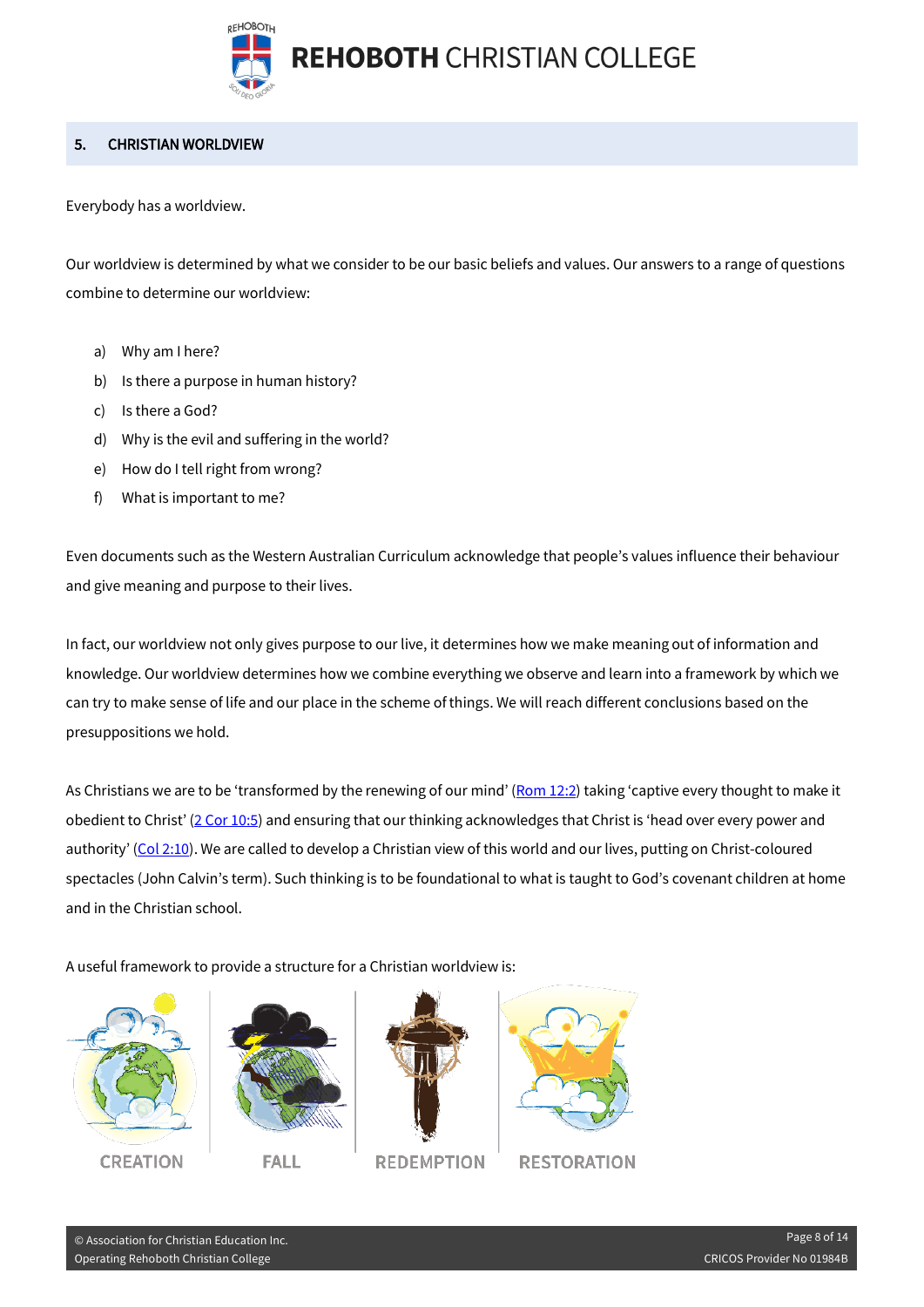## 5. CHRISTIAN WORLDVIEW

Everybody has a worldview.

Our worldview is determined by what we consider to be our basic beliefs and values. Our answers to a range of questions combine to determine our worldview:

a) Why am I here?
b) Is there a purpose in human history?
c) Is there a God?
d) Why is the evil and suffering in the world?
e) How do I tell right from wrong?
f) What is important to me?

Even documents such as the Western Australian Curriculum acknowledge that people's values influence their behaviour and give meaning and purpose to their lives.

In fact, our worldview not only gives purpose to our live, it determines how we make meaning out of information and knowledge. Our worldview determines how we combine everything we observe and learn into a framework by which we can try to make sense of life and our place in the scheme of things. We will reach different conclusions based on the presuppositions we hold.

As Christians we are to be 'transformed by the renewing of our mind' (Rom 12:2) taking 'captive every thought to make it obedient to Christ' (2 Cor 10:5) and ensuring that our thinking acknowledges that Christ is 'head over every power and authority' (Col 2:10). We are called to develop a Christian view of this world and our lives, putting on Christ-coloured spectacles (John Calvin's term). Such thinking is to be foundational to what is taught to God's covenant children at home and in the Christian school.

A useful framework to provide a structure for a Christian worldview is:

CREATION FALL REDEMPTION RESTORATION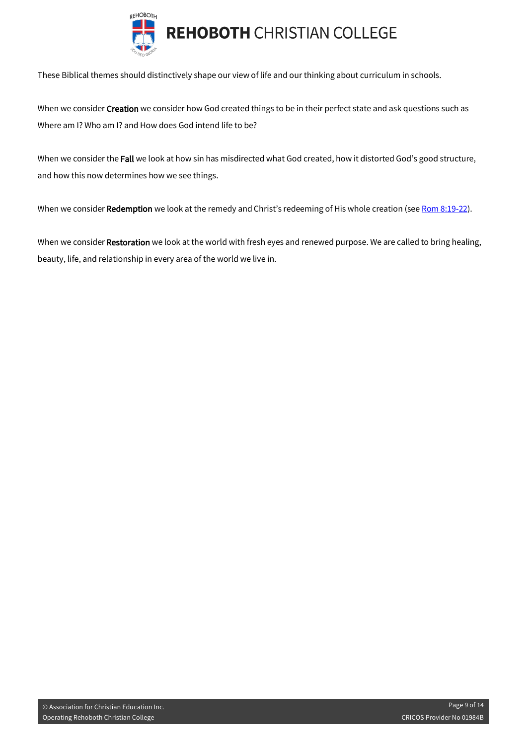These Biblical themes should distinctively shape our view of life and our thinking about curriculum in schools.

When we consider **Creation** we consider how God created things to be in their perfect state and ask questions such as Where am I? Who am I? and How does God intend life to be?

When we consider the **Fall** we look at how sin has misdirected what God created, how it distorted God's good structure, and how this now determines how we see things.

When we consider **Redemption** we look at the remedy and Christ's redeeming of His whole creation (see Rom 8:19-22).

When we consider **Restoration** we look at the world with fresh eyes and renewed purpose. We are called to bring healing, beauty, life, and relationship in every area of the world we live in.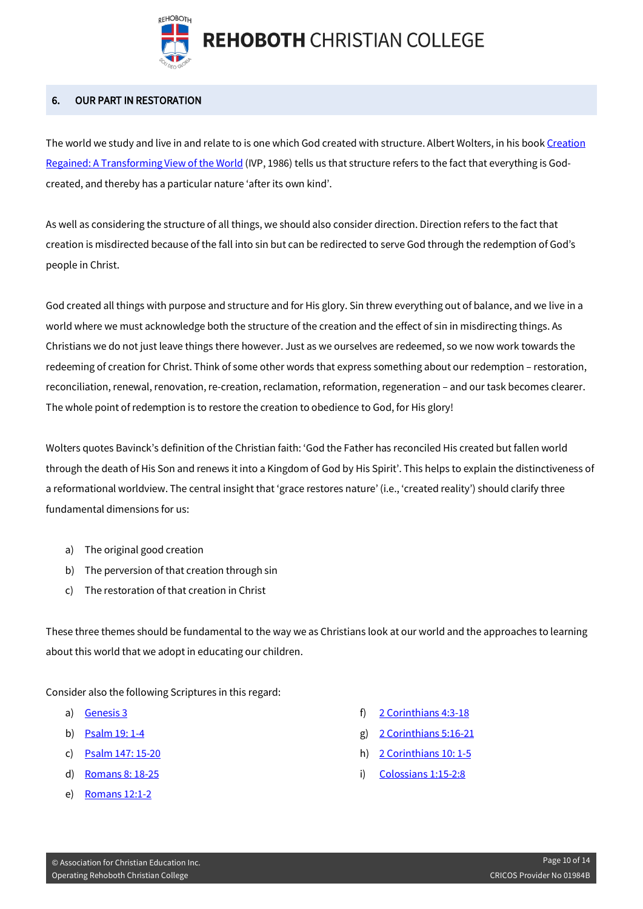## 6. OUR PART IN RESTORATION

The world we study and live in and relate to is one which God created with structure. Albert Wolters, in his book Creation Regained: A Transforming View of the World (IVP, 1986) tells us that structure refers to the fact that everything is God-created, and thereby has a particular nature 'after its own kind'.

As well as considering the structure of all things, we should also consider direction. Direction refers to the fact that creation is misdirected because of the fall into sin but can be redirected to serve God through the redemption of God's people in Christ.

God created all things with purpose and structure and for His glory. Sin threw everything out of balance, and we live in a world where we must acknowledge both the structure of the creation and the effect of sin in misdirecting things. As Christians we do not just leave things there however. Just as we ourselves are redeemed, so we now work towards the redeeming of creation for Christ. Think of some other words that express something about our redemption – restoration, reconciliation, renewal, renovation, re-creation, reclamation, reformation, regeneration – and our task becomes clearer. The whole point of redemption is to restore the creation to obedience to God, for His glory!

Wolters quotes Bavinck's definition of the Christian faith: 'God the Father has reconciled His created but fallen world through the death of His Son and renews it into a Kingdom of God by His Spirit'. This helps to explain the distinctiveness of a reformational worldview. The central insight that 'grace restores nature' (i.e., 'created reality') should clarify three fundamental dimensions for us:

a) The original good creation
b) The perversion of that creation through sin
c) The restoration of that creation in Christ

These three themes should be fundamental to the way we as Christians look at our world and the approaches to learning about this world that we adopt in educating our children.

Consider also the following Scriptures in this regard:

a) Genesis 3
b) Psalm 19: 1-4
c) Psalm 147: 15-20
d) Romans 8: 18-25
e) Romans 12:1-2
f) 2 Corinthians 4:3-18
g) 2 Corinthians 5:16-21
h) 2 Corinthians 10: 1-5
i) Colossians 1:15-2:8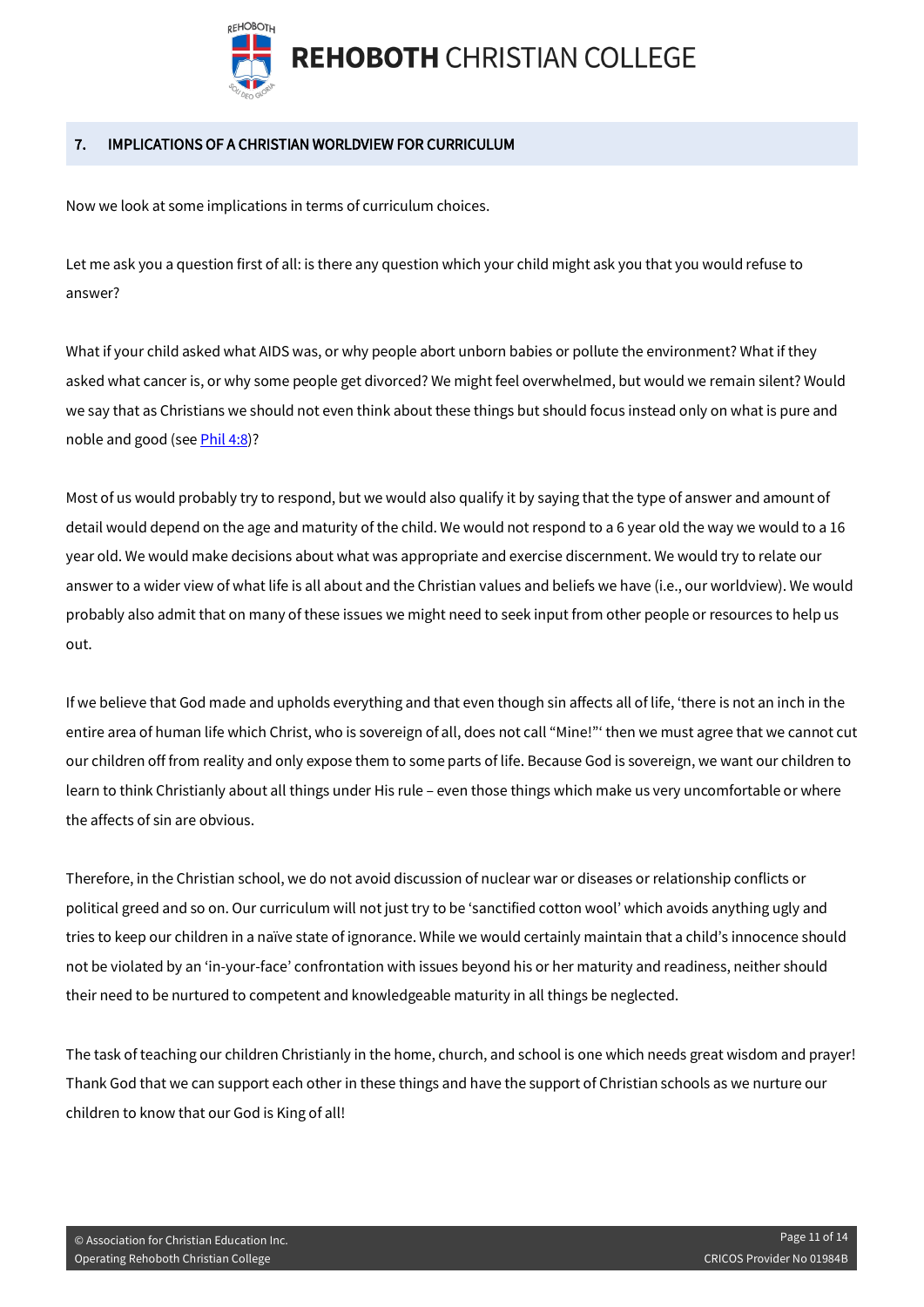## 7. IMPLICATIONS OF A CHRISTIAN WORLDVIEW FOR CURRICULUM

Now we look at some implications in terms of curriculum choices.

Let me ask you a question first of all: is there any question which your child might ask you that you would refuse to answer?

What if your child asked what AIDS was, or why people abort unborn babies or pollute the environment? What if they asked what cancer is, or why some people get divorced? We might feel overwhelmed, but would we remain silent? Would we say that as Christians we should not even think about these things but should focus instead only on what is pure and noble and good (see [Phil 4:8](#))?

Most of us would probably try to respond, but we would also qualify it by saying that the type of answer and amount of detail would depend on the age and maturity of the child. We would not respond to a 6 year old the way we would to a 16 year old. We would make decisions about what was appropriate and exercise discernment. We would try to relate our answer to a wider view of what life is all about and the Christian values and beliefs we have (i.e., our worldview). We would probably also admit that on many of these issues we might need to seek input from other people or resources to help us out.

If we believe that God made and upholds everything and that even though sin affects all of life, 'there is not an inch in the entire area of human life which Christ, who is sovereign of all, does not call "Mine!"' then we must agree that we cannot cut our children off from reality and only expose them to some parts of life. Because God is sovereign, we want our children to learn to think Christianly about all things under His rule – even those things which make us very uncomfortable or where the affects of sin are obvious.

Therefore, in the Christian school, we do not avoid discussion of nuclear war or diseases or relationship conflicts or political greed and so on. Our curriculum will not just try to be 'sanctified cotton wool' which avoids anything ugly and tries to keep our children in a naïve state of ignorance. While we would certainly maintain that a child's innocence should not be violated by an 'in-your-face' confrontation with issues beyond his or her maturity and readiness, neither should their need to be nurtured to competent and knowledgeable maturity in all things be neglected.

The task of teaching our children Christianly in the home, church, and school is one which needs great wisdom and prayer! Thank God that we can support each other in these things and have the support of Christian schools as we nurture our children to know that our God is King of all!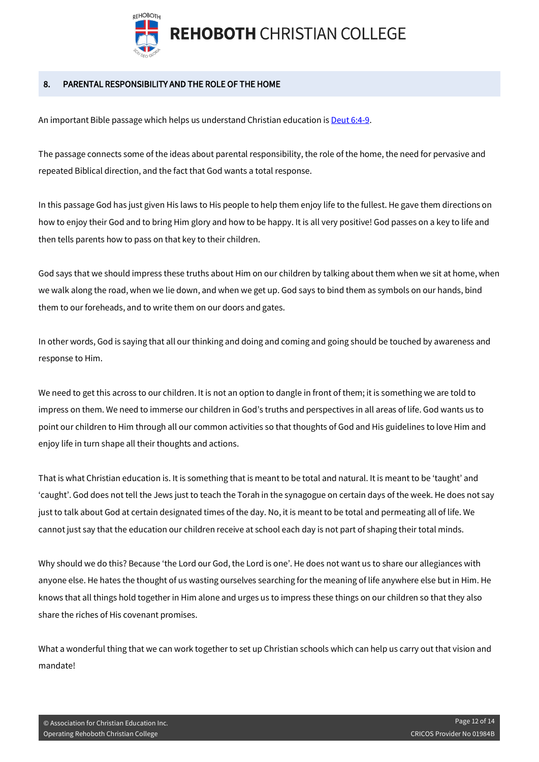## 8. PARENTAL RESPONSIBILITY AND THE ROLE OF THE HOME

An important Bible passage which helps us understand Christian education is Deut 6:4-9.

The passage connects some of the ideas about parental responsibility, the role of the home, the need for pervasive and repeated Biblical direction, and the fact that God wants a total response.

In this passage God has just given His laws to His people to help them enjoy life to the fullest. He gave them directions on how to enjoy their God and to bring Him glory and how to be happy. It is all very positive! God passes on a key to life and then tells parents how to pass on that key to their children.

God says that we should impress these truths about Him on our children by talking about them when we sit at home, when we walk along the road, when we lie down, and when we get up. God says to bind them as symbols on our hands, bind them to our foreheads, and to write them on our doors and gates.

In other words, God is saying that all our thinking and doing and coming and going should be touched by awareness and response to Him.

We need to get this across to our children. It is not an option to dangle in front of them; it is something we are told to impress on them. We need to immerse our children in God's truths and perspectives in all areas of life. God wants us to point our children to Him through all our common activities so that thoughts of God and His guidelines to love Him and enjoy life in turn shape all their thoughts and actions.

That is what Christian education is. It is something that is meant to be total and natural. It is meant to be 'taught' and 'caught'. God does not tell the Jews just to teach the Torah in the synagogue on certain days of the week. He does not say just to talk about God at certain designated times of the day. No, it is meant to be total and permeating all of life. We cannot just say that the education our children receive at school each day is not part of shaping their total minds.

Why should we do this? Because 'the Lord our God, the Lord is one'. He does not want us to share our allegiances with anyone else. He hates the thought of us wasting ourselves searching for the meaning of life anywhere else but in Him. He knows that all things hold together in Him alone and urges us to impress these things on our children so that they also share the riches of His covenant promises.

What a wonderful thing that we can work together to set up Christian schools which can help us carry out that vision and mandate!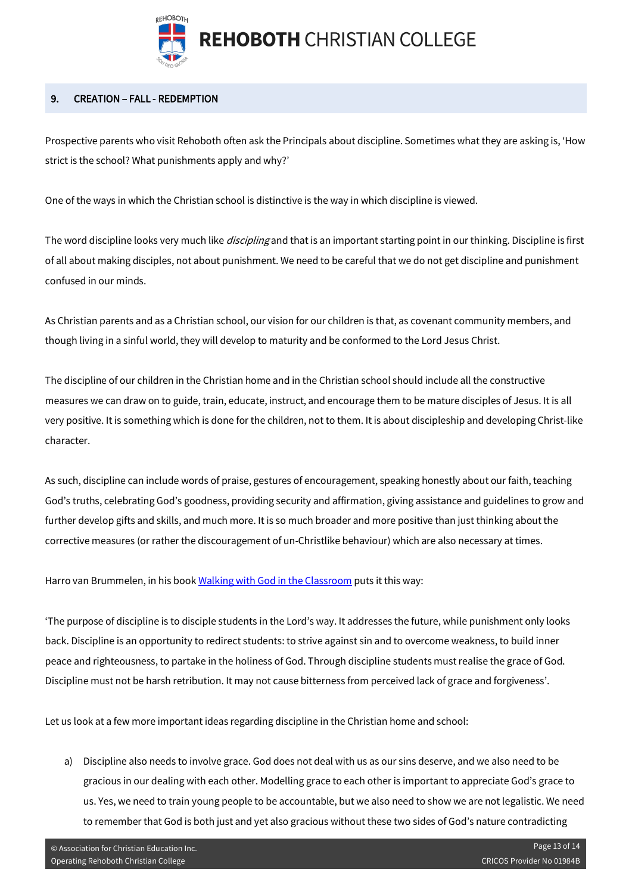## 9. CREATION – FALL - REDEMPTION

Prospective parents who visit Rehoboth often ask the Principals about discipline. Sometimes what they are asking is, 'How strict is the school? What punishments apply and why?'

One of the ways in which the Christian school is distinctive is the way in which discipline is viewed.

The word discipline looks very much like *discipling* and that is an important starting point in our thinking. Discipline is first of all about making disciples, not about punishment. We need to be careful that we do not get discipline and punishment confused in our minds.

As Christian parents and as a Christian school, our vision for our children is that, as covenant community members, and though living in a sinful world, they will develop to maturity and be conformed to the Lord Jesus Christ.

The discipline of our children in the Christian home and in the Christian school should include all the constructive measures we can draw on to guide, train, educate, instruct, and encourage them to be mature disciples of Jesus. It is all very positive. It is something which is done for the children, not to them. It is about discipleship and developing Christ-like character.

As such, discipline can include words of praise, gestures of encouragement, speaking honestly about our faith, teaching God's truths, celebrating God's goodness, providing security and affirmation, giving assistance and guidelines to grow and further develop gifts and skills, and much more. It is so much broader and more positive than just thinking about the corrective measures (or rather the discouragement of un-Christlike behaviour) which are also necessary at times.

Harro van Brummelen, in his book Walking with God in the Classroom puts it this way:

'The purpose of discipline is to disciple students in the Lord's way. It addresses the future, while punishment only looks back. Discipline is an opportunity to redirect students: to strive against sin and to overcome weakness, to build inner peace and righteousness, to partake in the holiness of God. Through discipline students must realise the grace of God. Discipline must not be harsh retribution. It may not cause bitterness from perceived lack of grace and forgiveness'.

Let us look at a few more important ideas regarding discipline in the Christian home and school:

a) Discipline also needs to involve grace. God does not deal with us as our sins deserve, and we also need to be gracious in our dealing with each other. Modelling grace to each other is important to appreciate God's grace to us. Yes, we need to train young people to be accountable, but we also need to show we are not legalistic. We need to remember that God is both just and yet also gracious without these two sides of God's nature contradicting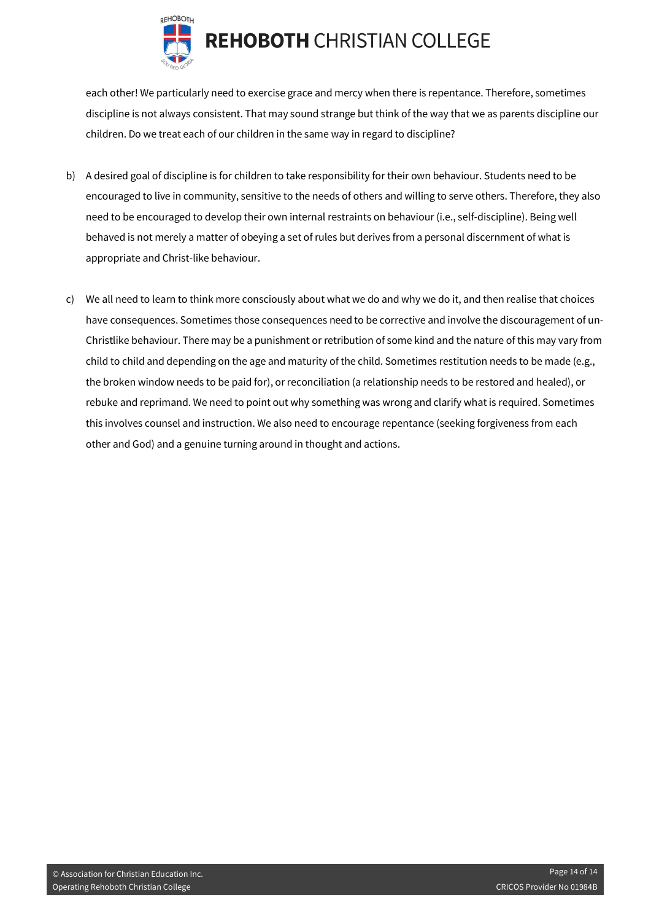each other! We particularly need to exercise grace and mercy when there is repentance. Therefore, sometimes discipline is not always consistent. That may sound strange but think of the way that we as parents discipline our children. Do we treat each of our children in the same way in regard to discipline?

b) A desired goal of discipline is for children to take responsibility for their own behaviour. Students need to be encouraged to live in community, sensitive to the needs of others and willing to serve others. Therefore, they also need to be encouraged to develop their own internal restraints on behaviour (i.e., self-discipline). Being well behaved is not merely a matter of obeying a set of rules but derives from a personal discernment of what is appropriate and Christ-like behaviour.

c) We all need to learn to think more consciously about what we do and why we do it, and then realise that choices have consequences. Sometimes those consequences need to be corrective and involve the discouragement of un-Christlike behaviour. There may be a punishment or retribution of some kind and the nature of this may vary from child to child and depending on the age and maturity of the child. Sometimes restitution needs to be made (e.g., the broken window needs to be paid for), or reconciliation (a relationship needs to be restored and healed), or rebuke and reprimand. We need to point out why something was wrong and clarify what is required. Sometimes this involves counsel and instruction. We also need to encourage repentance (seeking forgiveness from each other and God) and a genuine turning around in thought and actions.